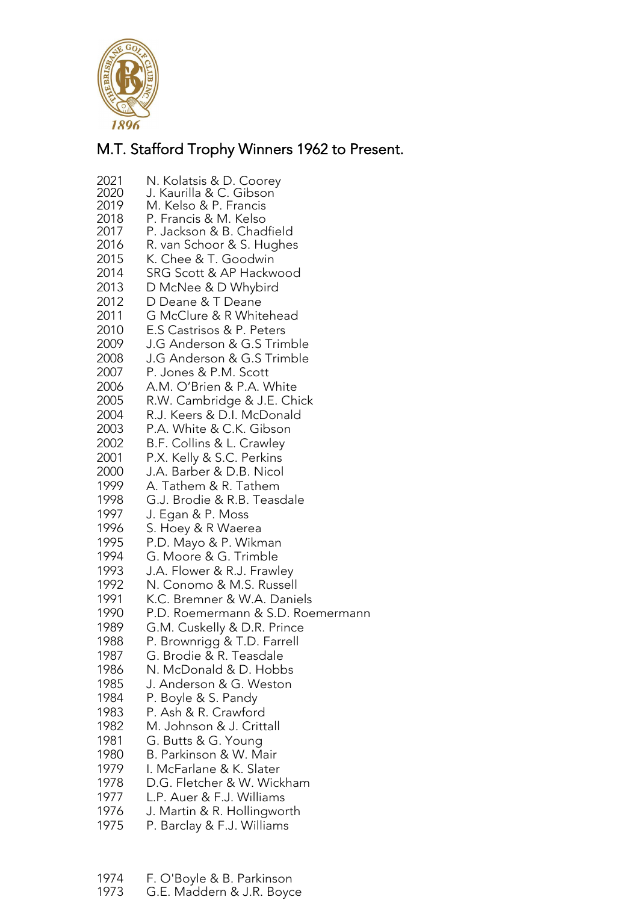# M.T. Stafford Trophy Winners 1962 to Present.

| | |
|---|---|
| 2021 | N. Kolatsis & D. Coorey |
| 2020 | J. Kaurilla & C. Gibson |
| 2019 | M. Kelso & P. Francis |
| 2018 | P. Francis & M. Kelso |
| 2017 | P. Jackson & B. Chadfield |
| 2016 | R. van Schoor & S. Hughes |
| 2015 | K. Chee & T. Goodwin |
| 2014 | SRG Scott & AP Hackwood |
| 2013 | D McNee & D Whybird |
| 2012 | D Deane & T Deane |
| 2011 | G McClure & R Whitehead |
| 2010 | E.S Castrisos & P. Peters |
| 2009 | J.G Anderson & G.S Trimble |
| 2008 | J.G Anderson & G.S Trimble |
| 2007 | P. Jones & P.M. Scott |
| 2006 | A.M. O'Brien & P.A. White |
| 2005 | R.W. Cambridge & J.E. Chick |
| 2004 | R.J. Keers & D.I. McDonald |
| 2003 | P.A. White & C.K. Gibson |
| 2002 | B.F. Collins & L. Crawley |
| 2001 | P.X. Kelly & S.C. Perkins |
| 2000 | J.A. Barber & D.B. Nicol |
| 1999 | A. Tathem & R. Tathem |
| 1998 | G.J. Brodie & R.B. Teasdale |
| 1997 | J. Egan & P. Moss |
| 1996 | S. Hoey & R Waerea |
| 1995 | P.D. Mayo & P. Wikman |
| 1994 | G. Moore & G. Trimble |
| 1993 | J.A. Flower & R.J. Frawley |
| 1992 | N. Conomo & M.S. Russell |
| 1991 | K.C. Bremner & W.A. Daniels |
| 1990 | P.D. Roemermann & S.D. Roemermann |
| 1989 | G.M. Cuskelly & D.R. Prince |
| 1988 | P. Brownrigg & T.D. Farrell |
| 1987 | G. Brodie & R. Teasdale |
| 1986 | N. McDonald & D. Hobbs |
| 1985 | J. Anderson & G. Weston |
| 1984 | P. Boyle & S. Pandy |
| 1983 | P. Ash & R. Crawford |
| 1982 | M. Johnson & J. Crittall |
| 1981 | G. Butts & G. Young |
| 1980 | B. Parkinson & W. Mair |
| 1979 | I. McFarlane & K. Slater |
| 1978 | D.G. Fletcher & W. Wickham |
| 1977 | L.P. Auer & F.J. Williams |
| 1976 | J. Martin & R. Hollingworth |
| 1975 | P. Barclay & F.J. Williams |
| 1974 | F. O'Boyle & B. Parkinson |
| 1973 | G.E. Maddern & J.R. Boyce |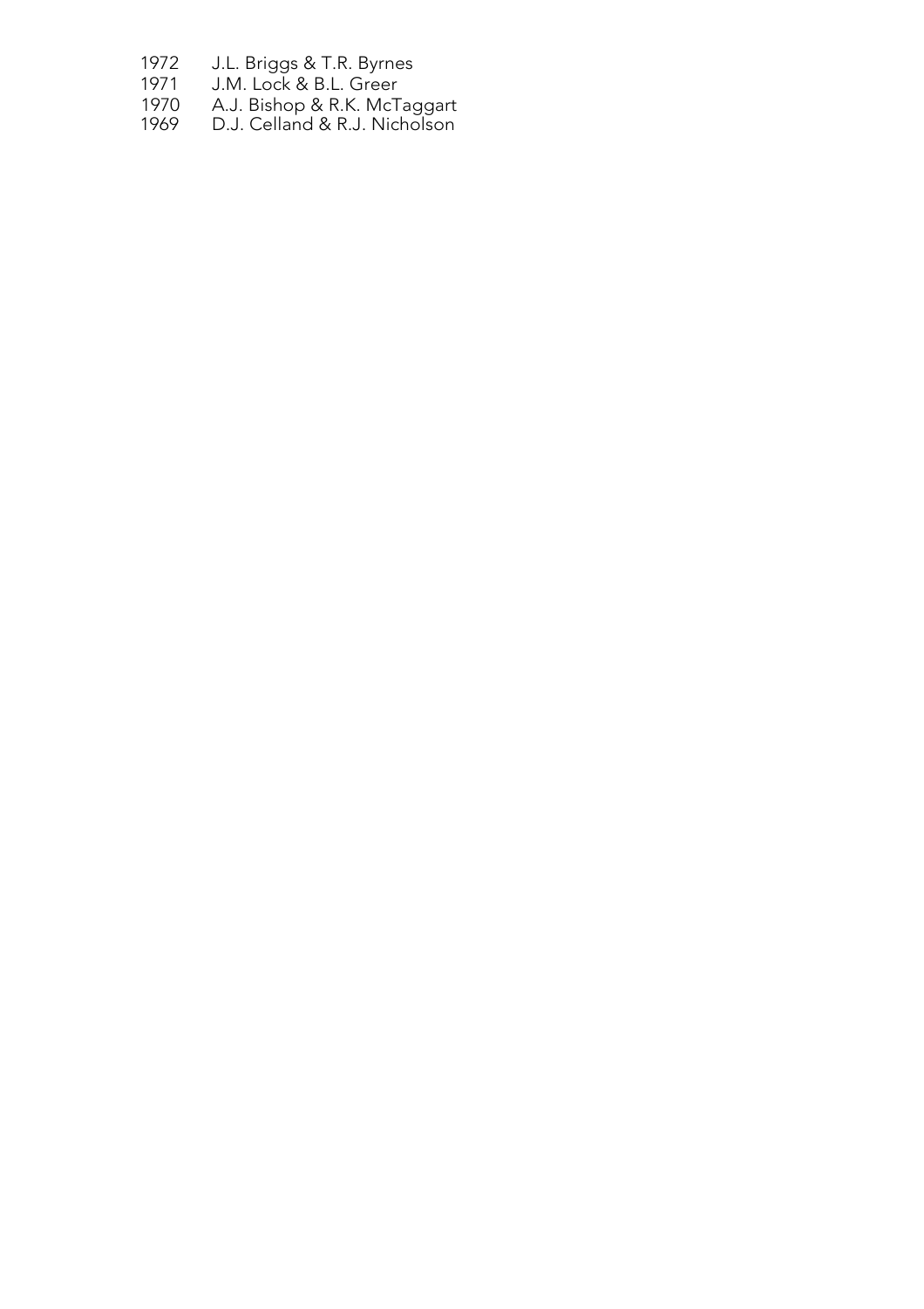1972 J.L. Briggs & T.R. Byrnes
1971 J.M. Lock & B.L. Greer
1970 A.J. Bishop & R.K. McTaggart
1969 D.J. Celland & R.J. Nicholson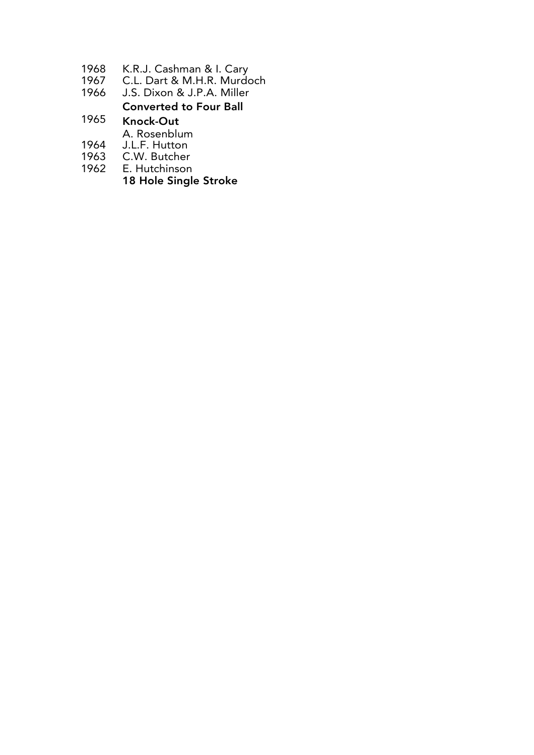1968 K.R.J. Cashman & I. Cary
1967 C.L. Dart & M.H.R. Murdoch
1966 J.S. Dixon & J.P.A. Miller

**Converted to Four Ball**

1965 **Knock-Out**

A. Rosenblum

1964 J.L.F. Hutton
1963 C.W. Butcher
1962 E. Hutchinson

**18 Hole Single Stroke**